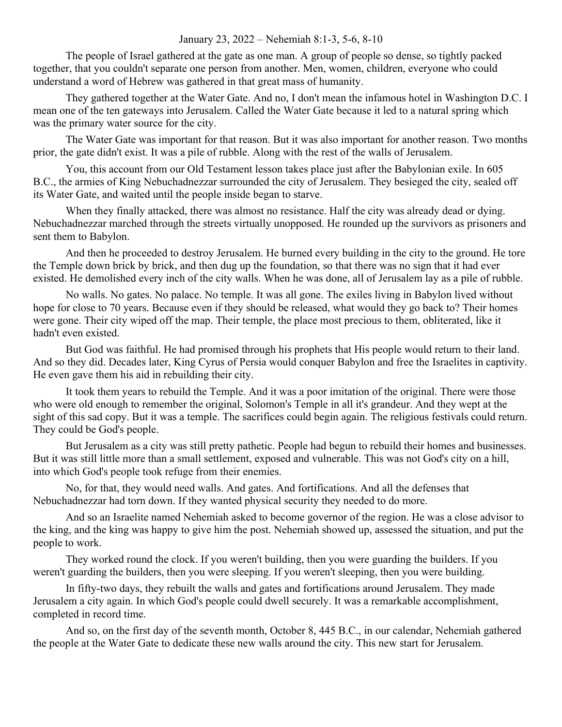January 23, 2022 – Nehemiah 8:1-3, 5-6, 8-10

The people of Israel gathered at the gate as one man. A group of people so dense, so tightly packed together, that you couldn't separate one person from another. Men, women, children, everyone who could understand a word of Hebrew was gathered in that great mass of humanity.

They gathered together at the Water Gate. And no, I don't mean the infamous hotel in Washington D.C. I mean one of the ten gateways into Jerusalem. Called the Water Gate because it led to a natural spring which was the primary water source for the city.

The Water Gate was important for that reason. But it was also important for another reason. Two months prior, the gate didn't exist. It was a pile of rubble. Along with the rest of the walls of Jerusalem.

You, this account from our Old Testament lesson takes place just after the Babylonian exile. In 605 B.C., the armies of King Nebuchadnezzar surrounded the city of Jerusalem. They besieged the city, sealed off its Water Gate, and waited until the people inside began to starve.

When they finally attacked, there was almost no resistance. Half the city was already dead or dying. Nebuchadnezzar marched through the streets virtually unopposed. He rounded up the survivors as prisoners and sent them to Babylon.

And then he proceeded to destroy Jerusalem. He burned every building in the city to the ground. He tore the Temple down brick by brick, and then dug up the foundation, so that there was no sign that it had ever existed. He demolished every inch of the city walls. When he was done, all of Jerusalem lay as a pile of rubble.

No walls. No gates. No palace. No temple. It was all gone. The exiles living in Babylon lived without hope for close to 70 years. Because even if they should be released, what would they go back to? Their homes were gone. Their city wiped off the map. Their temple, the place most precious to them, obliterated, like it hadn't even existed.

But God was faithful. He had promised through his prophets that His people would return to their land. And so they did. Decades later, King Cyrus of Persia would conquer Babylon and free the Israelites in captivity. He even gave them his aid in rebuilding their city.

It took them years to rebuild the Temple. And it was a poor imitation of the original. There were those who were old enough to remember the original, Solomon's Temple in all it's grandeur. And they wept at the sight of this sad copy. But it was a temple. The sacrifices could begin again. The religious festivals could return. They could be God's people.

But Jerusalem as a city was still pretty pathetic. People had begun to rebuild their homes and businesses. But it was still little more than a small settlement, exposed and vulnerable. This was not God's city on a hill, into which God's people took refuge from their enemies.

No, for that, they would need walls. And gates. And fortifications. And all the defenses that Nebuchadnezzar had torn down. If they wanted physical security they needed to do more.

And so an Israelite named Nehemiah asked to become governor of the region. He was a close advisor to the king, and the king was happy to give him the post. Nehemiah showed up, assessed the situation, and put the people to work.

They worked round the clock. If you weren't building, then you were guarding the builders. If you weren't guarding the builders, then you were sleeping. If you weren't sleeping, then you were building.

In fifty-two days, they rebuilt the walls and gates and fortifications around Jerusalem. They made Jerusalem a city again. In which God's people could dwell securely. It was a remarkable accomplishment, completed in record time.

And so, on the first day of the seventh month, October 8, 445 B.C., in our calendar, Nehemiah gathered the people at the Water Gate to dedicate these new walls around the city. This new start for Jerusalem.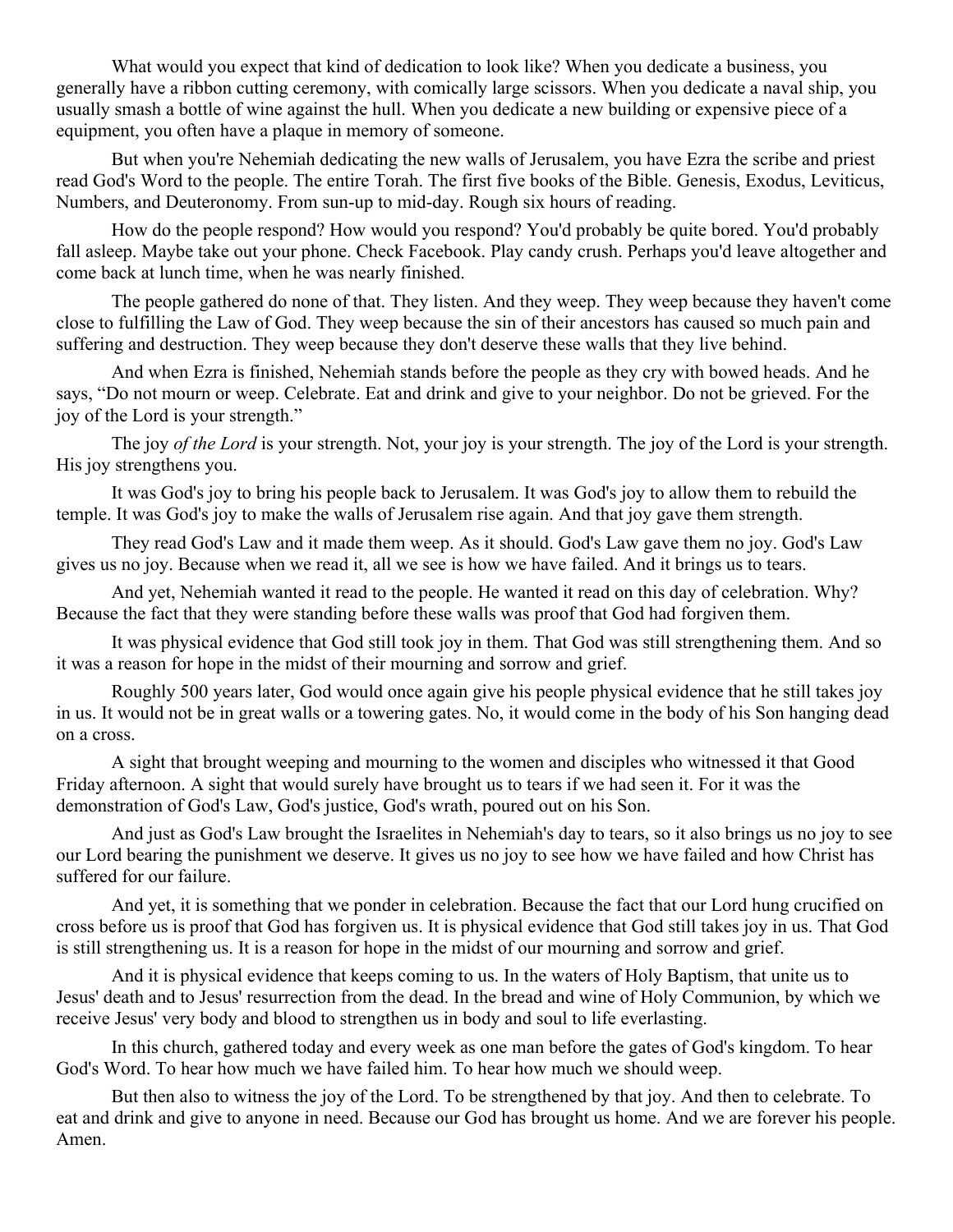What would you expect that kind of dedication to look like? When you dedicate a business, you generally have a ribbon cutting ceremony, with comically large scissors. When you dedicate a naval ship, you usually smash a bottle of wine against the hull. When you dedicate a new building or expensive piece of a equipment, you often have a plaque in memory of someone.

But when you're Nehemiah dedicating the new walls of Jerusalem, you have Ezra the scribe and priest read God's Word to the people. The entire Torah. The first five books of the Bible. Genesis, Exodus, Leviticus, Numbers, and Deuteronomy. From sun-up to mid-day. Rough six hours of reading.

How do the people respond? How would you respond? You'd probably be quite bored. You'd probably fall asleep. Maybe take out your phone. Check Facebook. Play candy crush. Perhaps you'd leave altogether and come back at lunch time, when he was nearly finished.

The people gathered do none of that. They listen. And they weep. They weep because they haven't come close to fulfilling the Law of God. They weep because the sin of their ancestors has caused so much pain and suffering and destruction. They weep because they don't deserve these walls that they live behind.

And when Ezra is finished, Nehemiah stands before the people as they cry with bowed heads. And he says, "Do not mourn or weep. Celebrate. Eat and drink and give to your neighbor. Do not be grieved. For the joy of the Lord is your strength."

The joy *of the Lord* is your strength. Not, your joy is your strength. The joy of the Lord is your strength. His joy strengthens you.

It was God's joy to bring his people back to Jerusalem. It was God's joy to allow them to rebuild the temple. It was God's joy to make the walls of Jerusalem rise again. And that joy gave them strength.

They read God's Law and it made them weep. As it should. God's Law gave them no joy. God's Law gives us no joy. Because when we read it, all we see is how we have failed. And it brings us to tears.

And yet, Nehemiah wanted it read to the people. He wanted it read on this day of celebration. Why? Because the fact that they were standing before these walls was proof that God had forgiven them.

It was physical evidence that God still took joy in them. That God was still strengthening them. And so it was a reason for hope in the midst of their mourning and sorrow and grief.

Roughly 500 years later, God would once again give his people physical evidence that he still takes joy in us. It would not be in great walls or a towering gates. No, it would come in the body of his Son hanging dead on a cross.

A sight that brought weeping and mourning to the women and disciples who witnessed it that Good Friday afternoon. A sight that would surely have brought us to tears if we had seen it. For it was the demonstration of God's Law, God's justice, God's wrath, poured out on his Son.

And just as God's Law brought the Israelites in Nehemiah's day to tears, so it also brings us no joy to see our Lord bearing the punishment we deserve. It gives us no joy to see how we have failed and how Christ has suffered for our failure.

And yet, it is something that we ponder in celebration. Because the fact that our Lord hung crucified on cross before us is proof that God has forgiven us. It is physical evidence that God still takes joy in us. That God is still strengthening us. It is a reason for hope in the midst of our mourning and sorrow and grief.

And it is physical evidence that keeps coming to us. In the waters of Holy Baptism, that unite us to Jesus' death and to Jesus' resurrection from the dead. In the bread and wine of Holy Communion, by which we receive Jesus' very body and blood to strengthen us in body and soul to life everlasting.

In this church, gathered today and every week as one man before the gates of God's kingdom. To hear God's Word. To hear how much we have failed him. To hear how much we should weep.

But then also to witness the joy of the Lord. To be strengthened by that joy. And then to celebrate. To eat and drink and give to anyone in need. Because our God has brought us home. And we are forever his people. Amen.